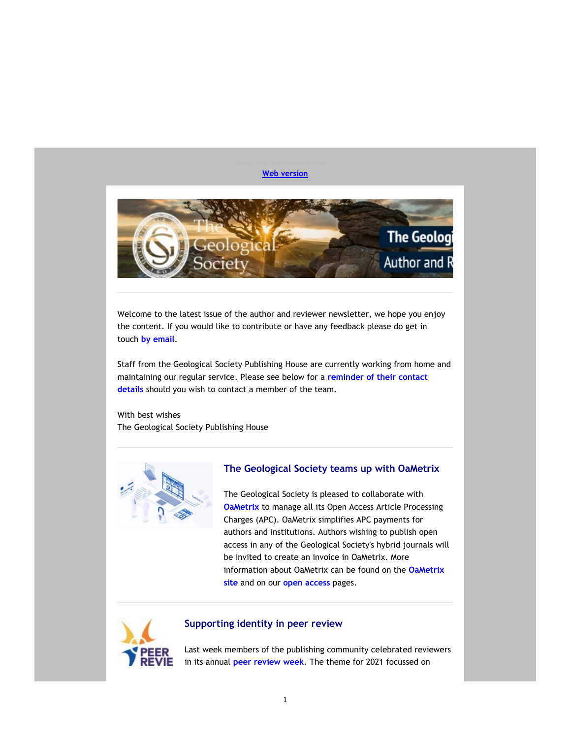Web version

---

Welcome to the latest issue of the author and reviewer newsletter, we hope you enjoy the content. If you would like to contribute or have any feedback please do get in touch by email.

Staff from the Geological Society Publishing House are currently working from home and maintaining our regular service. Please see below for a reminder of their contact details should you wish to contact a member of the team.

With best wishes
The Geological Society Publishing House

---

## The Geological Society teams up with OaMetrix

The Geological Society is pleased to collaborate with OaMetrix to manage all its Open Access Article Processing Charges (APC). OaMetrix simplifies APC payments for authors and institutions. Authors wishing to publish open access in any of the Geological Society's hybrid journals will be invited to create an invoice in OaMetrix. More information about OaMetrix can be found on the OaMetrix site and on our open access pages.

---

## Supporting identity in peer review

Last week members of the publishing community celebrated reviewers in its annual peer review week. The theme for 2021 focussed on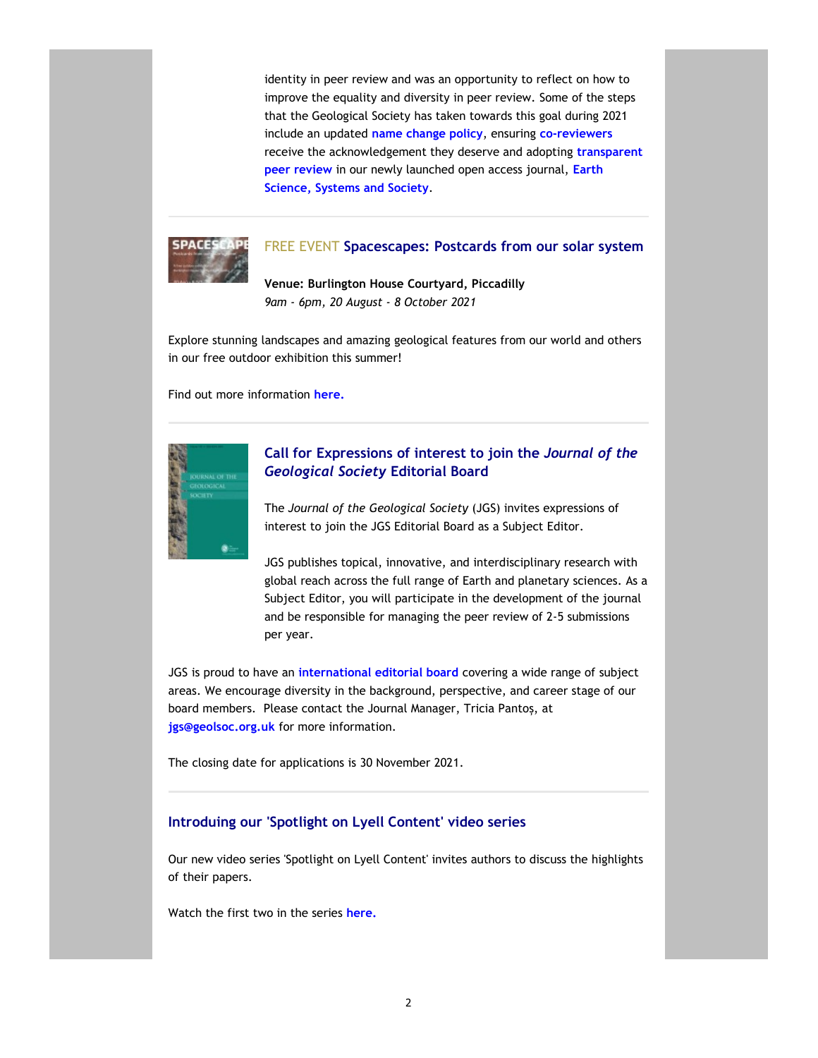identity in peer review and was an opportunity to reflect on how to improve the equality and diversity in peer review. Some of the steps that the Geological Society has taken towards this goal during 2021 include an updated **name change policy**, ensuring **co-reviewers** receive the acknowledgement they deserve and adopting **transparent peer review** in our newly launched open access journal, **Earth Science, Systems and Society**.

---

### FREE EVENT Spacescapes: Postcards from our solar system

**Venue: Burlington House Courtyard, Piccadilly**
*9am - 6pm, 20 August - 8 October 2021*

Explore stunning landscapes and amazing geological features from our world and others in our free outdoor exhibition this summer!

Find out more information **here.**

---

### Call for Expressions of interest to join the *Journal of the Geological Society* Editorial Board

The *Journal of the Geological Society* (JGS) invites expressions of interest to join the JGS Editorial Board as a Subject Editor.

JGS publishes topical, innovative, and interdisciplinary research with global reach across the full range of Earth and planetary sciences. As a Subject Editor, you will participate in the development of the journal and be responsible for managing the peer review of 2-5 submissions per year.

JGS is proud to have an **international editorial board** covering a wide range of subject areas. We encourage diversity in the background, perspective, and career stage of our board members. Please contact the Journal Manager, Tricia Pantoș, at **jgs@geolsoc.org.uk** for more information.

The closing date for applications is 30 November 2021.

---

### Introducing our 'Spotlight on Lyell Content' video series

Our new video series 'Spotlight on Lyell Content' invites authors to discuss the highlights of their papers.

Watch the first two in the series **here.**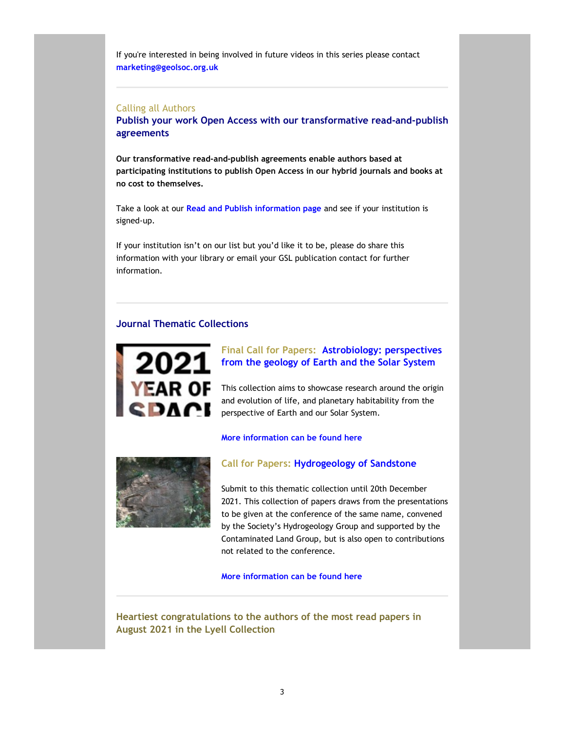If you're interested in being involved in future videos in this series please contact **marketing@geolsoc.org.uk**

---

Calling all Authors

## Publish your work Open Access with our transformative read-and-publish agreements

**Our transformative read-and-publish agreements enable authors based at participating institutions to publish Open Access in our hybrid journals and books at no cost to themselves.**

Take a look at our **Read and Publish information page** and see if your institution is signed-up.

If your institution isn't on our list but you'd like it to be, please do share this information with your library or email your GSL publication contact for further information.

---

## Journal Thematic Collections

### Final Call for Papers: Astrobiology: perspectives from the geology of Earth and the Solar System

This collection aims to showcase research around the origin and evolution of life, and planetary habitability from the perspective of Earth and our Solar System.

**More information can be found here**

### Call for Papers: Hydrogeology of Sandstone

Submit to this thematic collection until 20th December 2021. This collection of papers draws from the presentations to be given at the conference of the same name, convened by the Society's Hydrogeology Group and supported by the Contaminated Land Group, but is also open to contributions not related to the conference.

**More information can be found here**

---

## Heartiest congratulations to the authors of the most read papers in August 2021 in the Lyell Collection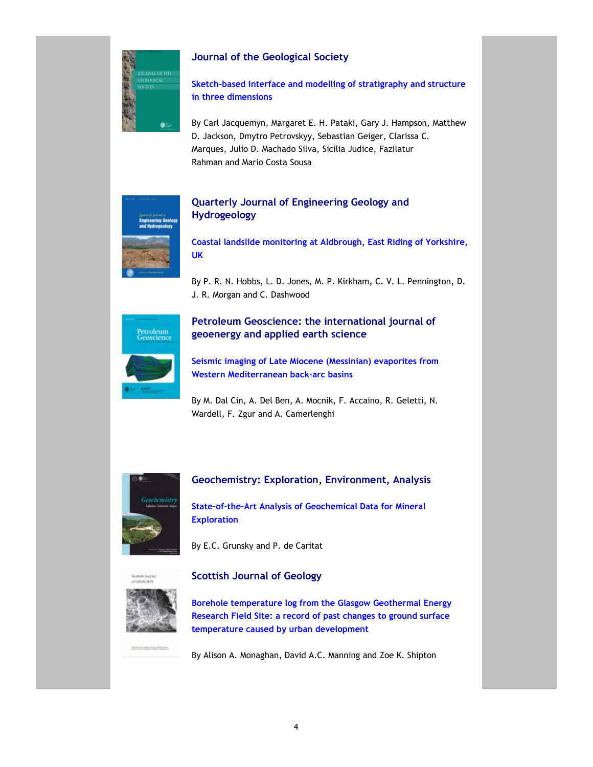## Journal of the Geological Society

### Sketch-based interface and modelling of stratigraphy and structure in three dimensions

By Carl Jacquemyn, Margaret E. H. Pataki, Gary J. Hampson, Matthew D. Jackson, Dmytro Petrovskyy, Sebastian Geiger, Clarissa C. Marques, Julio D. Machado Silva, Sicilia Judice, Fazilatur Rahman and Mario Costa Sousa

## Quarterly Journal of Engineering Geology and Hydrogeology

### Coastal landslide monitoring at Aldbrough, East Riding of Yorkshire, UK

By P. R. N. Hobbs, L. D. Jones, M. P. Kirkham, C. V. L. Pennington, D. J. R. Morgan and C. Dashwood

## Petroleum Geoscience: the international journal of geoenergy and applied earth science

### Seismic imaging of Late Miocene (Messinian) evaporites from Western Mediterranean back-arc basins

By M. Dal Cin, A. Del Ben, A. Mocnik, F. Accaino, R. Geletti, N. Wardell, F. Zgur and A. Camerlenghi

## Geochemistry: Exploration, Environment, Analysis

### State-of-the-Art Analysis of Geochemical Data for Mineral Exploration

By E.C. Grunsky and P. de Caritat

## Scottish Journal of Geology

### Borehole temperature log from the Glasgow Geothermal Energy Research Field Site: a record of past changes to ground surface temperature caused by urban development

By Alison A. Monaghan, David A.C. Manning and Zoe K. Shipton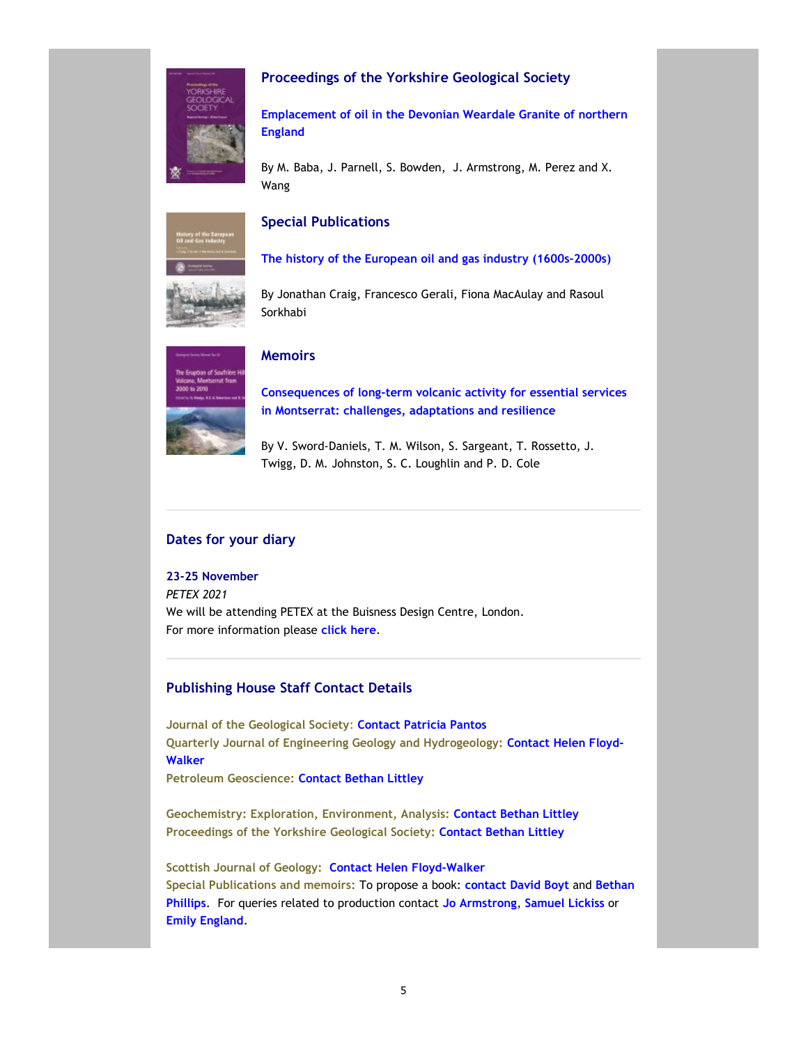### Proceedings of the Yorkshire Geological Society

**Emplacement of oil in the Devonian Weardale Granite of northern England**

By M. Baba, J. Parnell, S. Bowden, J. Armstrong, M. Perez and X. Wang

### Special Publications

**The history of the European oil and gas industry (1600s-2000s)**

By Jonathan Craig, Francesco Gerali, Fiona MacAulay and Rasoul Sorkhabi

### Memoirs

**Consequences of long-term volcanic activity for essential services in Montserrat: challenges, adaptations and resilience**

By V. Sword-Daniels, T. M. Wilson, S. Sargeant, T. Rossetto, J. Twigg, D. M. Johnston, S. C. Loughlin and P. D. Cole

---

## Dates for your diary

**23-25 November**
*PETEX 2021*
We will be attending PETEX at the Buisness Design Centre, London.
For more information please **click here**.

---

## Publishing House Staff Contact Details

**Journal of the Geological Society:** **Contact Patricia Pantos**
**Quarterly Journal of Engineering Geology and Hydrogeology:** **Contact Helen Floyd-Walker**
**Petroleum Geoscience:** **Contact Bethan Littley**

**Geochemistry: Exploration, Environment, Analysis:** **Contact Bethan Littley**
**Proceedings of the Yorkshire Geological Society:** **Contact Bethan Littley**

**Scottish Journal of Geology:** **Contact Helen Floyd-Walker**
**Special Publications and memoirs:** To propose a book: **contact David Boyt** and **Bethan Phillips**. For queries related to production contact **Jo Armstrong**, **Samuel Lickiss** or **Emily England**.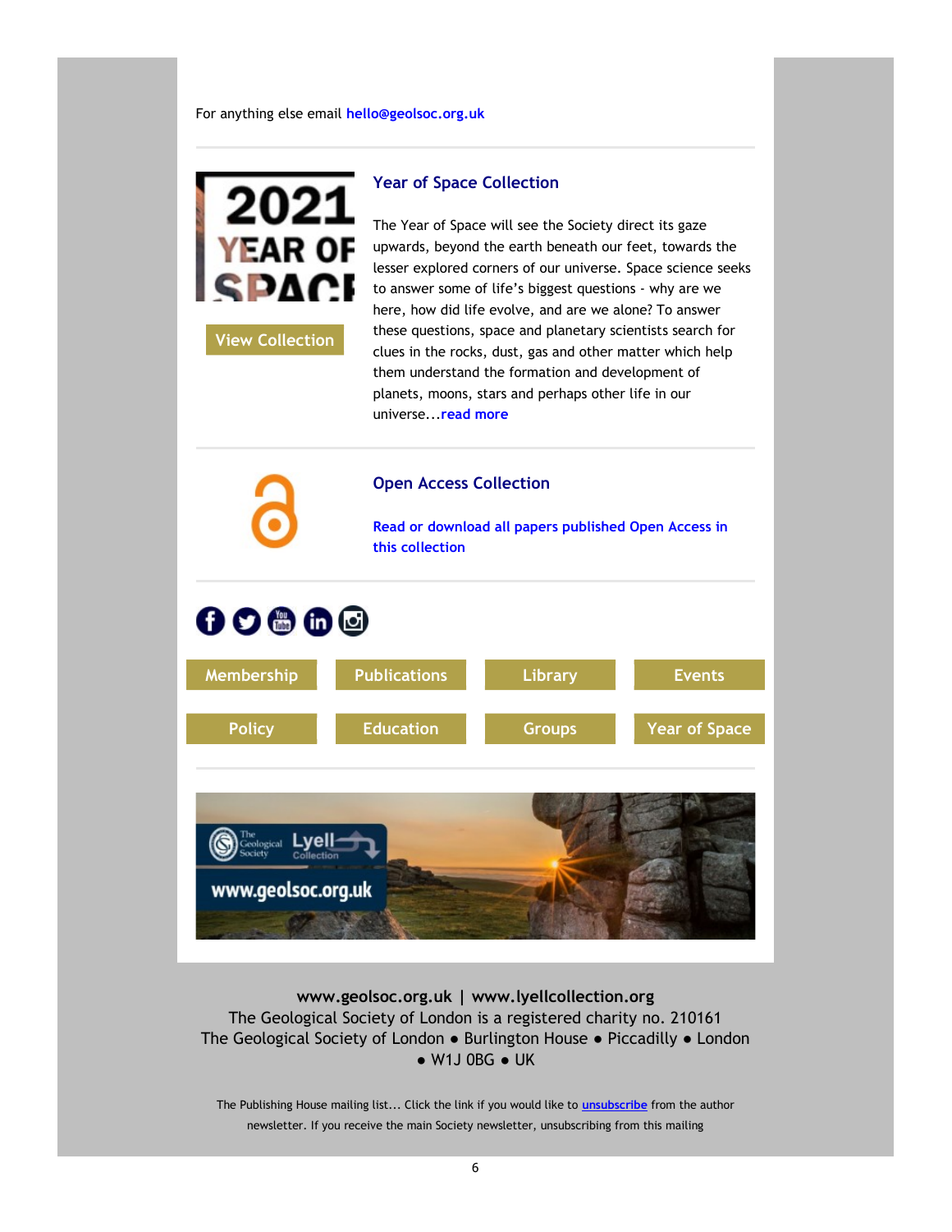For anything else email **hello@geolsoc.org.uk**

---

View Collection

### Year of Space Collection

The Year of Space will see the Society direct its gaze upwards, beyond the earth beneath our feet, towards the lesser explored corners of our universe. Space science seeks to answer some of life's biggest questions - why are we here, how did life evolve, and are we alone? To answer these questions, space and planetary scientists search for clues in the rocks, dust, gas and other matter which help them understand the formation and development of planets, moons, stars and perhaps other life in our universe...**read more**

---

### Open Access Collection

**Read or download all papers published Open Access in this collection**

---

Membership | Publications | Library | Events

Policy | Education | Groups | Year of Space

---

**www.geolsoc.org.uk | www.lyellcollection.org**
The Geological Society of London is a registered charity no. 210161
The Geological Society of London ● Burlington House ● Piccadilly ● London ● W1J 0BG ● UK

The Publishing House mailing list... Click the link if you would like to **unsubscribe** from the author newsletter. If you receive the main Society newsletter, unsubscribing from this mailing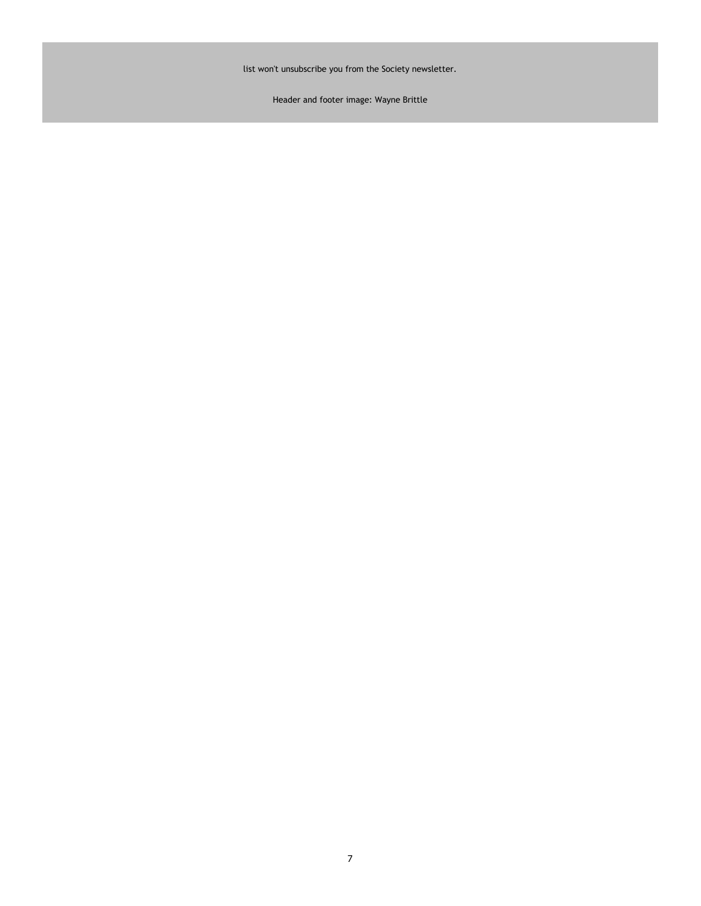list won't unsubscribe you from the Society newsletter.

Header and footer image: Wayne Brittle